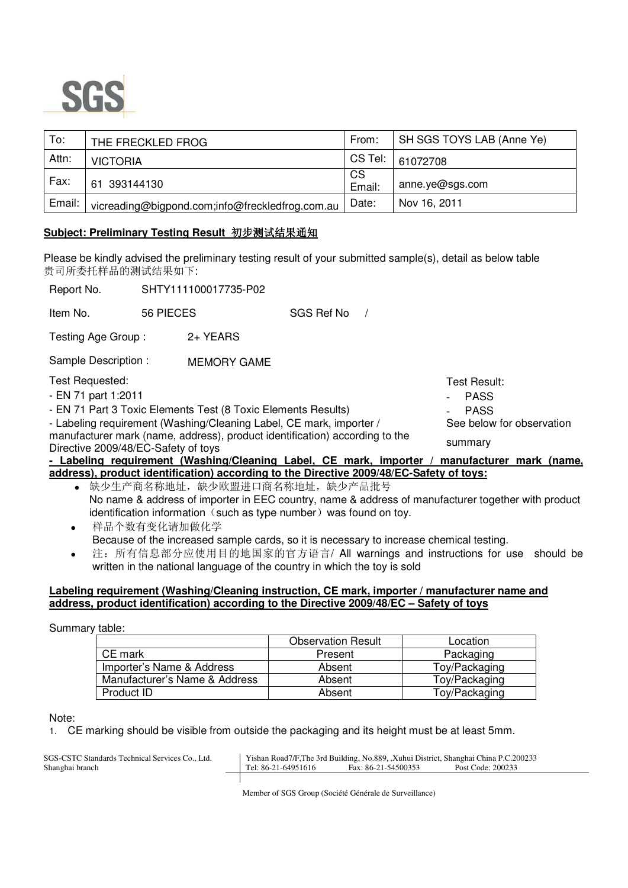SGS

| To: | THE FRECKLED FROG | From: | SH SGS TOYS LAB (Anne Ye) |
|---|---|---|---|
| Attn: | VICTORIA | CS Tel: | 61072708 |
| Fax: | 61 393144130 | CS Email: | anne.ye@sgs.com |
| Email: | vicreading@bigpond.com;info@freckledfrog.com.au | Date: | Nov 16, 2011 |

**Subject: Preliminary Testing Result 初步测试结果通知**

Please be kindly advised the preliminary testing result of your submitted sample(s), detail as below table
贵司所委托样品的测试结果如下:

Report No. SHTY111100017735-P02

Item No. 56 PIECES SGS Ref No /

Testing Age Group : 2+ YEARS

Sample Description : MEMORY GAME

| Test Requested: | Test Result: |
|---|---|
| - EN 71 part 1:2011 | - PASS |
| - EN 71 Part 3 Toxic Elements Test (8 Toxic Elements Results) | - PASS |
| - Labeling requirement (Washing/Cleaning Label, CE mark, importer / manufacturer mark (name, address), product identification) according to the Directive 2009/48/EC-Safety of toys | See below for observation summary |

**- Labeling requirement (Washing/Cleaning Label, CE mark, importer / manufacturer mark (name, address), product identification) according to the Directive 2009/48/EC-Safety of toys:**

- 缺少生产商名称地址，缺少欧盟进口商名称地址，缺少产品批号
  No name & address of importer in EEC country, name & address of manufacturer together with product identification information（such as type number）was found on toy.
- 样品个数有变化请加做化学
  Because of the increased sample cards, so it is necessary to increase chemical testing.
- 注：所有信息部分应使用目的地国家的官方语言/ All warnings and instructions for use should be written in the national language of the country in which the toy is sold

**Labeling requirement (Washing/Cleaning instruction, CE mark, importer / manufacturer name and address, product identification) according to the Directive 2009/48/EC – Safety of toys**

Summary table:

| | Observation Result | Location |
|---|---|---|
| CE mark | Present | Packaging |
| Importer's Name & Address | Absent | Toy/Packaging |
| Manufacturer's Name & Address | Absent | Toy/Packaging |
| Product ID | Absent | Toy/Packaging |

Note:

1. CE marking should be visible from outside the packaging and its height must be at least 5mm.

SGS-CSTC Standards Technical Services Co., Ltd.
Shanghai branch

Yishan Road7/F,The 3rd Building, No.889, ,Xuhui District, Shanghai China P.C.200233
Tel: 86-21-64951616 Fax: 86-21-54500353 Post Code: 200233

Member of SGS Group (Société Générale de Surveillance)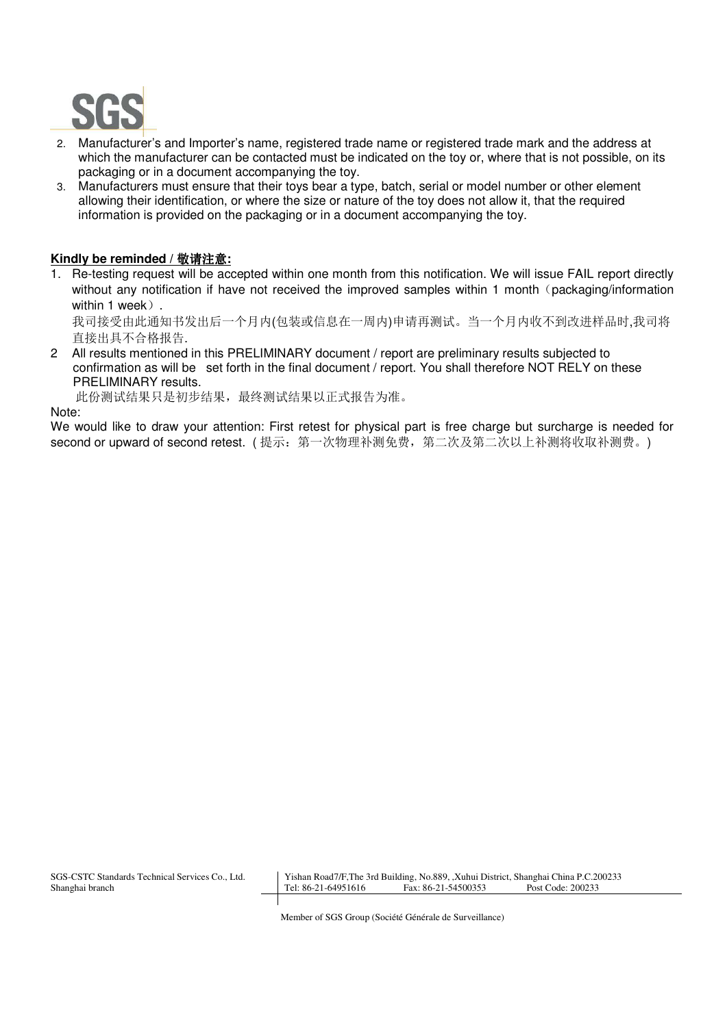2. Manufacturer's and Importer's name, registered trade name or registered trade mark and the address at which the manufacturer can be contacted must be indicated on the toy or, where that is not possible, on its packaging or in a document accompanying the toy.
3. Manufacturers must ensure that their toys bear a type, batch, serial or model number or other element allowing their identification, or where the size or nature of the toy does not allow it, that the required information is provided on the packaging or in a document accompanying the toy.

**Kindly be reminded / 敬请注意:**

1. Re-testing request will be accepted within one month from this notification. We will issue FAIL report directly without any notification if have not received the improved samples within 1 month（packaging/information within 1 week）.

   我司接受由此通知书发出后一个月内(包装或信息在一周内)申请再测试。当一个月内收不到改进样品时,我司将直接出具不合格报告.

2. All results mentioned in this PRELIMINARY document / report are preliminary results subjected to confirmation as will be set forth in the final document / report. You shall therefore NOT RELY on these PRELIMINARY results.

   此份测试结果只是初步结果，最终测试结果以正式报告为准。

Note:

We would like to draw your attention: First retest for physical part is free charge but surcharge is needed for second or upward of second retest.（提示：第一次物理补测免费，第二次及第二次以上补测将收取补测费。）